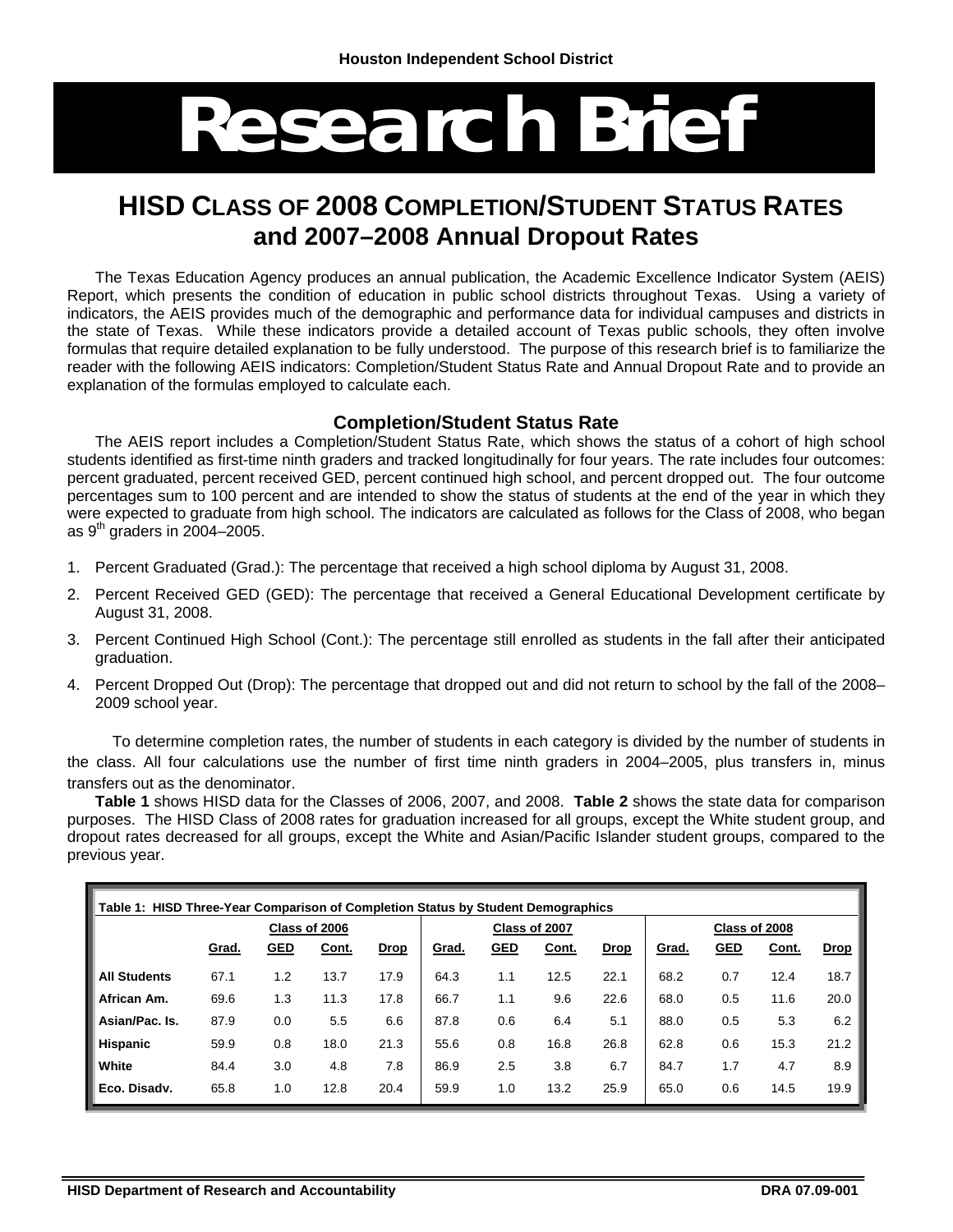Houston Independent School District

# Research Brief

## HISD CLASS OF 2008 COMPLETION/STUDENT STATUS RATES and 2007–2008 Annual Dropout Rates

The Texas Education Agency produces an annual publication, the Academic Excellence Indicator System (AEIS) Report, which presents the condition of education in public school districts throughout Texas. Using a variety of indicators, the AEIS provides much of the demographic and performance data for individual campuses and districts in the state of Texas. While these indicators provide a detailed account of Texas public schools, they often involve formulas that require detailed explanation to be fully understood. The purpose of this research brief is to familiarize the reader with the following AEIS indicators: Completion/Student Status Rate and Annual Dropout Rate and to provide an explanation of the formulas employed to calculate each.

### Completion/Student Status Rate

The AEIS report includes a Completion/Student Status Rate, which shows the status of a cohort of high school students identified as first-time ninth graders and tracked longitudinally for four years. The rate includes four outcomes: percent graduated, percent received GED, percent continued high school, and percent dropped out. The four outcome percentages sum to 100 percent and are intended to show the status of students at the end of the year in which they were expected to graduate from high school. The indicators are calculated as follows for the Class of 2008, who began as 9th graders in 2004–2005.

1. Percent Graduated (Grad.): The percentage that received a high school diploma by August 31, 2008.
2. Percent Received GED (GED): The percentage that received a General Educational Development certificate by August 31, 2008.
3. Percent Continued High School (Cont.): The percentage still enrolled as students in the fall after their anticipated graduation.
4. Percent Dropped Out (Drop): The percentage that dropped out and did not return to school by the fall of the 2008–2009 school year.

To determine completion rates, the number of students in each category is divided by the number of students in the class. All four calculations use the number of first time ninth graders in 2004–2005, plus transfers in, minus transfers out as the denominator.

**Table 1** shows HISD data for the Classes of 2006, 2007, and 2008. **Table 2** shows the state data for comparison purposes. The HISD Class of 2008 rates for graduation increased for all groups, except the White student group, and dropout rates decreased for all groups, except the White and Asian/Pacific Islander student groups, compared to the previous year.

**Table 1: HISD Three-Year Comparison of Completion Status by Student Demographics**

| | Class of 2006 | | | | Class of 2007 | | | | Class of 2008 | | | |
|---|---|---|---|---|---|---|---|---|---|---|---|---|
| | Grad. | GED | Cont. | Drop | Grad. | GED | Cont. | Drop | Grad. | GED | Cont. | Drop |
| All Students | 67.1 | 1.2 | 13.7 | 17.9 | 64.3 | 1.1 | 12.5 | 22.1 | 68.2 | 0.7 | 12.4 | 18.7 |
| African Am. | 69.6 | 1.3 | 11.3 | 17.8 | 66.7 | 1.1 | 9.6 | 22.6 | 68.0 | 0.5 | 11.6 | 20.0 |
| Asian/Pac. Is. | 87.9 | 0.0 | 5.5 | 6.6 | 87.8 | 0.6 | 6.4 | 5.1 | 88.0 | 0.5 | 5.3 | 6.2 |
| Hispanic | 59.9 | 0.8 | 18.0 | 21.3 | 55.6 | 0.8 | 16.8 | 26.8 | 62.8 | 0.6 | 15.3 | 21.2 |
| White | 84.4 | 3.0 | 4.8 | 7.8 | 86.9 | 2.5 | 3.8 | 6.7 | 84.7 | 1.7 | 4.7 | 8.9 |
| Eco. Disadv. | 65.8 | 1.0 | 12.8 | 20.4 | 59.9 | 1.0 | 13.2 | 25.9 | 65.0 | 0.6 | 14.5 | 19.9 |

HISD Department of Research and Accountability — DRA 07.09-001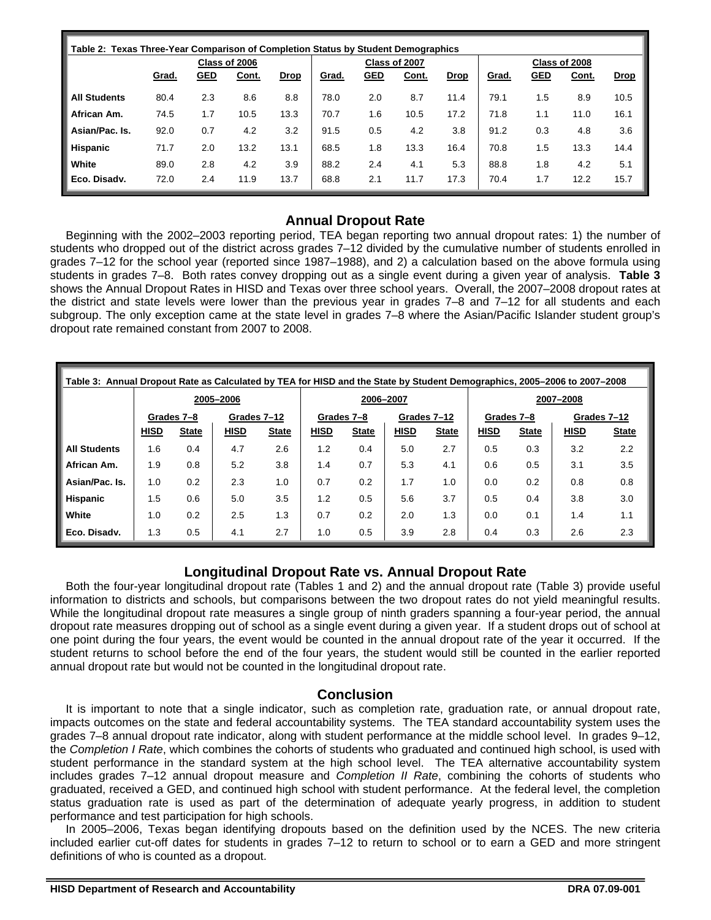**Table 2: Texas Three-Year Comparison of Completion Status by Student Demographics**

| | Class of 2006 | | | | Class of 2007 | | | | Class of 2008 | | | |
|---|---|---|---|---|---|---|---|---|---|---|---|---|
| | Grad. | GED | Cont. | Drop | Grad. | GED | Cont. | Drop | Grad. | GED | Cont. | Drop |
| All Students | 80.4 | 2.3 | 8.6 | 8.8 | 78.0 | 2.0 | 8.7 | 11.4 | 79.1 | 1.5 | 8.9 | 10.5 |
| African Am. | 74.5 | 1.7 | 10.5 | 13.3 | 70.7 | 1.6 | 10.5 | 17.2 | 71.8 | 1.1 | 11.0 | 16.1 |
| Asian/Pac. Is. | 92.0 | 0.7 | 4.2 | 3.2 | 91.5 | 0.5 | 4.2 | 3.8 | 91.2 | 0.3 | 4.8 | 3.6 |
| Hispanic | 71.7 | 2.0 | 13.2 | 13.1 | 68.5 | 1.8 | 13.3 | 16.4 | 70.8 | 1.5 | 13.3 | 14.4 |
| White | 89.0 | 2.8 | 4.2 | 3.9 | 88.2 | 2.4 | 4.1 | 5.3 | 88.8 | 1.8 | 4.2 | 5.1 |
| Eco. Disadv. | 72.0 | 2.4 | 11.9 | 13.7 | 68.8 | 2.1 | 11.7 | 17.3 | 70.4 | 1.7 | 12.2 | 15.7 |

## Annual Dropout Rate

Beginning with the 2002–2003 reporting period, TEA began reporting two annual dropout rates: 1) the number of students who dropped out of the district across grades 7–12 divided by the cumulative number of students enrolled in grades 7–12 for the school year (reported since 1987–1988), and 2) a calculation based on the above formula using students in grades 7–8. Both rates convey dropping out as a single event during a given year of analysis. **Table 3** shows the Annual Dropout Rates in HISD and Texas over three school years. Overall, the 2007–2008 dropout rates at the district and state levels were lower than the previous year in grades 7–8 and 7–12 for all students and each subgroup. The only exception came at the state level in grades 7–8 where the Asian/Pacific Islander student group's dropout rate remained constant from 2007 to 2008.

**Table 3: Annual Dropout Rate as Calculated by TEA for HISD and the State by Student Demographics, 2005–2006 to 2007–2008**

| | 2005–2006 | | | | 2006–2007 | | | | 2007–2008 | | | |
|---|---|---|---|---|---|---|---|---|---|---|---|---|
| | Grades 7–8 | | Grades 7–12 | | Grades 7–8 | | Grades 7–12 | | Grades 7–8 | | Grades 7–12 | |
| | HISD | State | HISD | State | HISD | State | HISD | State | HISD | State | HISD | State |
| All Students | 1.6 | 0.4 | 4.7 | 2.6 | 1.2 | 0.4 | 5.0 | 2.7 | 0.5 | 0.3 | 3.2 | 2.2 |
| African Am. | 1.9 | 0.8 | 5.2 | 3.8 | 1.4 | 0.7 | 5.3 | 4.1 | 0.6 | 0.5 | 3.1 | 3.5 |
| Asian/Pac. Is. | 1.0 | 0.2 | 2.3 | 1.0 | 0.7 | 0.2 | 1.7 | 1.0 | 0.0 | 0.2 | 0.8 | 0.8 |
| Hispanic | 1.5 | 0.6 | 5.0 | 3.5 | 1.2 | 0.5 | 5.6 | 3.7 | 0.5 | 0.4 | 3.8 | 3.0 |
| White | 1.0 | 0.2 | 2.5 | 1.3 | 0.7 | 0.2 | 2.0 | 1.3 | 0.0 | 0.1 | 1.4 | 1.1 |
| Eco. Disadv. | 1.3 | 0.5 | 4.1 | 2.7 | 1.0 | 0.5 | 3.9 | 2.8 | 0.4 | 0.3 | 2.6 | 2.3 |

## Longitudinal Dropout Rate vs. Annual Dropout Rate

Both the four-year longitudinal dropout rate (Tables 1 and 2) and the annual dropout rate (Table 3) provide useful information to districts and schools, but comparisons between the two dropout rates do not yield meaningful results. While the longitudinal dropout rate measures a single group of ninth graders spanning a four-year period, the annual dropout rate measures dropping out of school as a single event during a given year. If a student drops out of school at one point during the four years, the event would be counted in the annual dropout rate of the year it occurred. If the student returns to school before the end of the four years, the student would still be counted in the earlier reported annual dropout rate but would not be counted in the longitudinal dropout rate.

## Conclusion

It is important to note that a single indicator, such as completion rate, graduation rate, or annual dropout rate, impacts outcomes on the state and federal accountability systems. The TEA standard accountability system uses the grades 7–8 annual dropout rate indicator, along with student performance at the middle school level. In grades 9–12, the *Completion I Rate*, which combines the cohorts of students who graduated and continued high school, is used with student performance in the standard system at the high school level. The TEA alternative accountability system includes grades 7–12 annual dropout measure and *Completion II Rate*, combining the cohorts of students who graduated, received a GED, and continued high school with student performance. At the federal level, the completion status graduation rate is used as part of the determination of adequate yearly progress, in addition to student performance and test participation for high schools.

In 2005–2006, Texas began identifying dropouts based on the definition used by the NCES. The new criteria included earlier cut-off dates for students in grades 7–12 to return to school or to earn a GED and more stringent definitions of who is counted as a dropout.